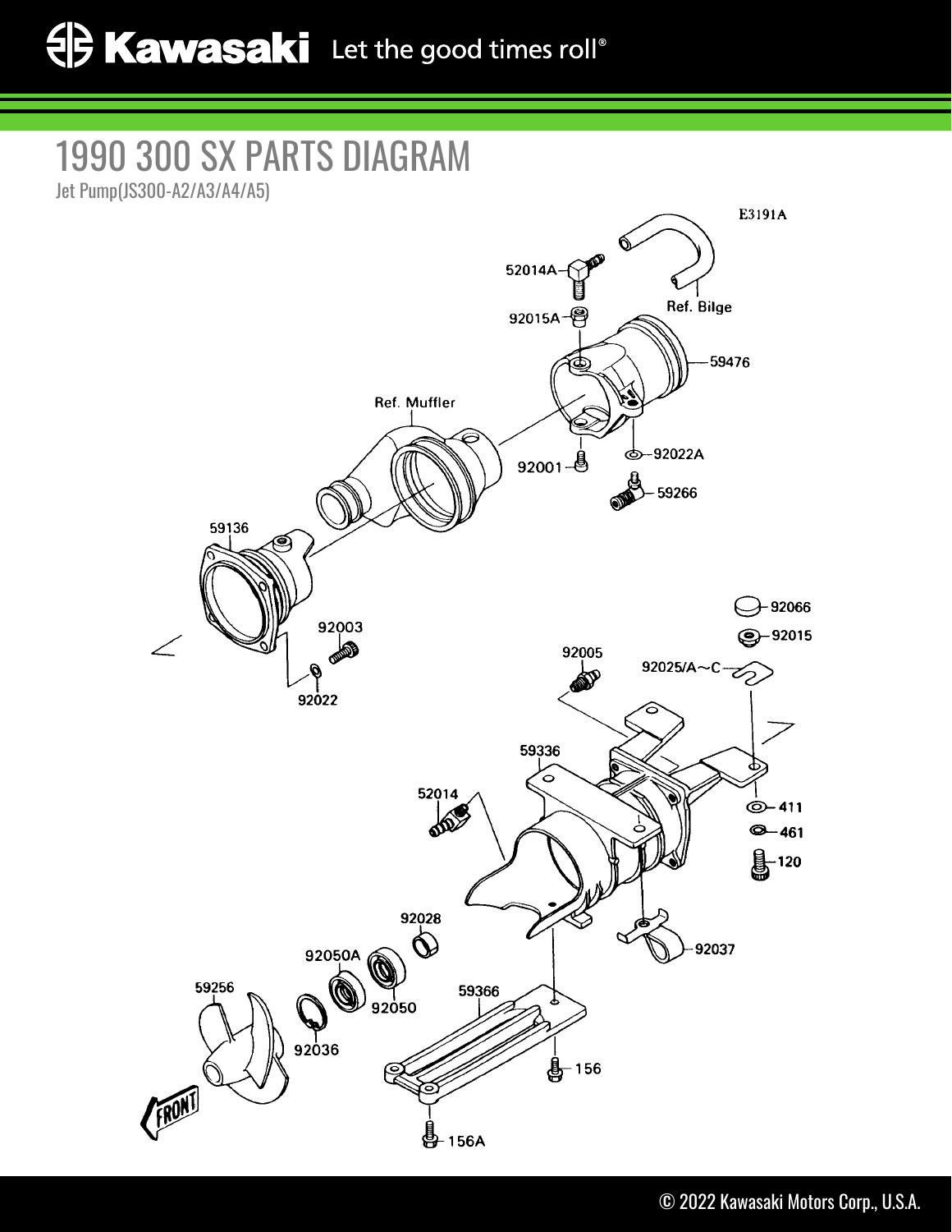# 1990 300 SX PARTS DIAGRAM

Jet Pump(JS300-A2/A3/A4/A5)

E3191A

52014A
92015A
Ref. Bilge
59476
Ref. Muffler
92001
92022A
59266
59136
92003
92022
92066
92015
92005
92025/A~C
59336
52014
411
461
120
92028
92037
92050A
59256
92050
59366
92036
156
156A
FRONT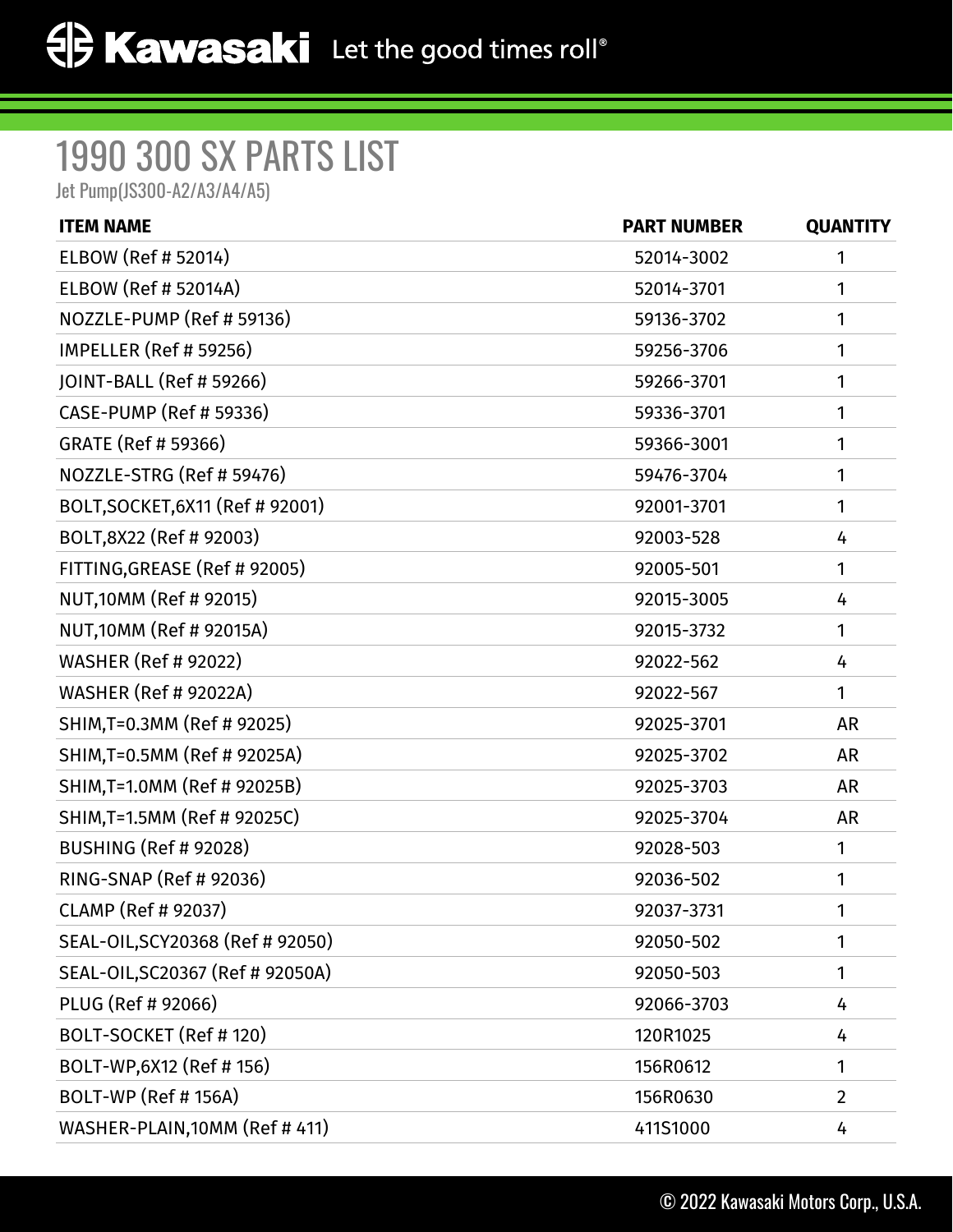# 1990 300 SX PARTS LIST

Jet Pump(JS300-A2/A3/A4/A5)

| ITEM NAME | PART NUMBER | QUANTITY |
|---|---|---|
| ELBOW (Ref # 52014) | 52014-3002 | 1 |
| ELBOW (Ref # 52014A) | 52014-3701 | 1 |
| NOZZLE-PUMP (Ref # 59136) | 59136-3702 | 1 |
| IMPELLER (Ref # 59256) | 59256-3706 | 1 |
| JOINT-BALL (Ref # 59266) | 59266-3701 | 1 |
| CASE-PUMP (Ref # 59336) | 59336-3701 | 1 |
| GRATE (Ref # 59366) | 59366-3001 | 1 |
| NOZZLE-STRG (Ref # 59476) | 59476-3704 | 1 |
| BOLT,SOCKET,6X11 (Ref # 92001) | 92001-3701 | 1 |
| BOLT,8X22 (Ref # 92003) | 92003-528 | 4 |
| FITTING,GREASE (Ref # 92005) | 92005-501 | 1 |
| NUT,10MM (Ref # 92015) | 92015-3005 | 4 |
| NUT,10MM (Ref # 92015A) | 92015-3732 | 1 |
| WASHER (Ref # 92022) | 92022-562 | 4 |
| WASHER (Ref # 92022A) | 92022-567 | 1 |
| SHIM,T=0.3MM (Ref # 92025) | 92025-3701 | AR |
| SHIM,T=0.5MM (Ref # 92025A) | 92025-3702 | AR |
| SHIM,T=1.0MM (Ref # 92025B) | 92025-3703 | AR |
| SHIM,T=1.5MM (Ref # 92025C) | 92025-3704 | AR |
| BUSHING (Ref # 92028) | 92028-503 | 1 |
| RING-SNAP (Ref # 92036) | 92036-502 | 1 |
| CLAMP (Ref # 92037) | 92037-3731 | 1 |
| SEAL-OIL,SCY20368 (Ref # 92050) | 92050-502 | 1 |
| SEAL-OIL,SC20367 (Ref # 92050A) | 92050-503 | 1 |
| PLUG (Ref # 92066) | 92066-3703 | 4 |
| BOLT-SOCKET (Ref # 120) | 120R1025 | 4 |
| BOLT-WP,6X12 (Ref # 156) | 156R0612 | 1 |
| BOLT-WP (Ref # 156A) | 156R0630 | 2 |
| WASHER-PLAIN,10MM (Ref # 411) | 411S1000 | 4 |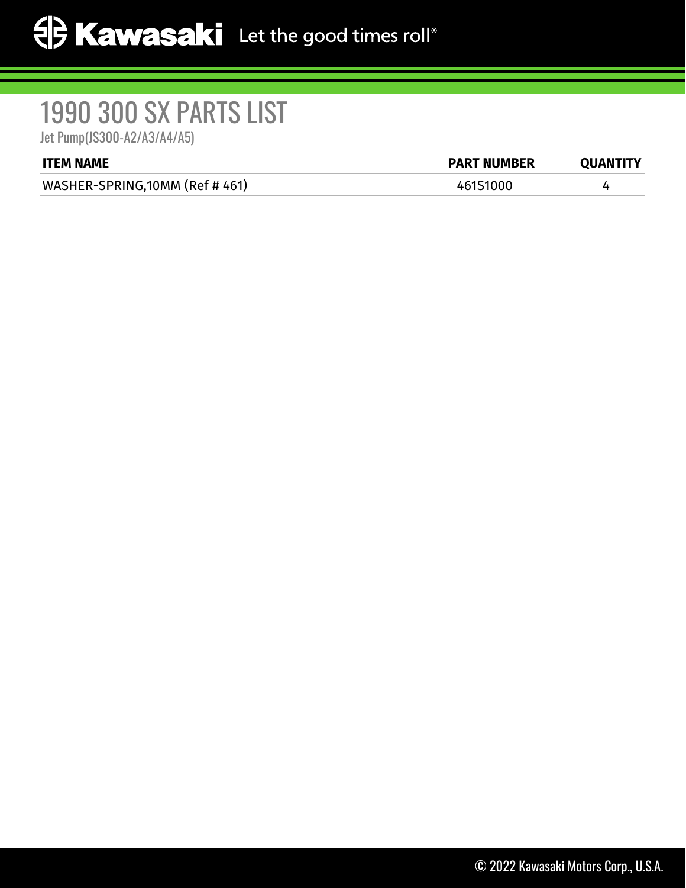# 1990 300 SX PARTS LIST

Jet Pump(JS300-A2/A3/A4/A5)

| ITEM NAME | PART NUMBER | QUANTITY |
|---|---|---|
| WASHER-SPRING,10MM (Ref # 461) | 461S1000 | 4 |